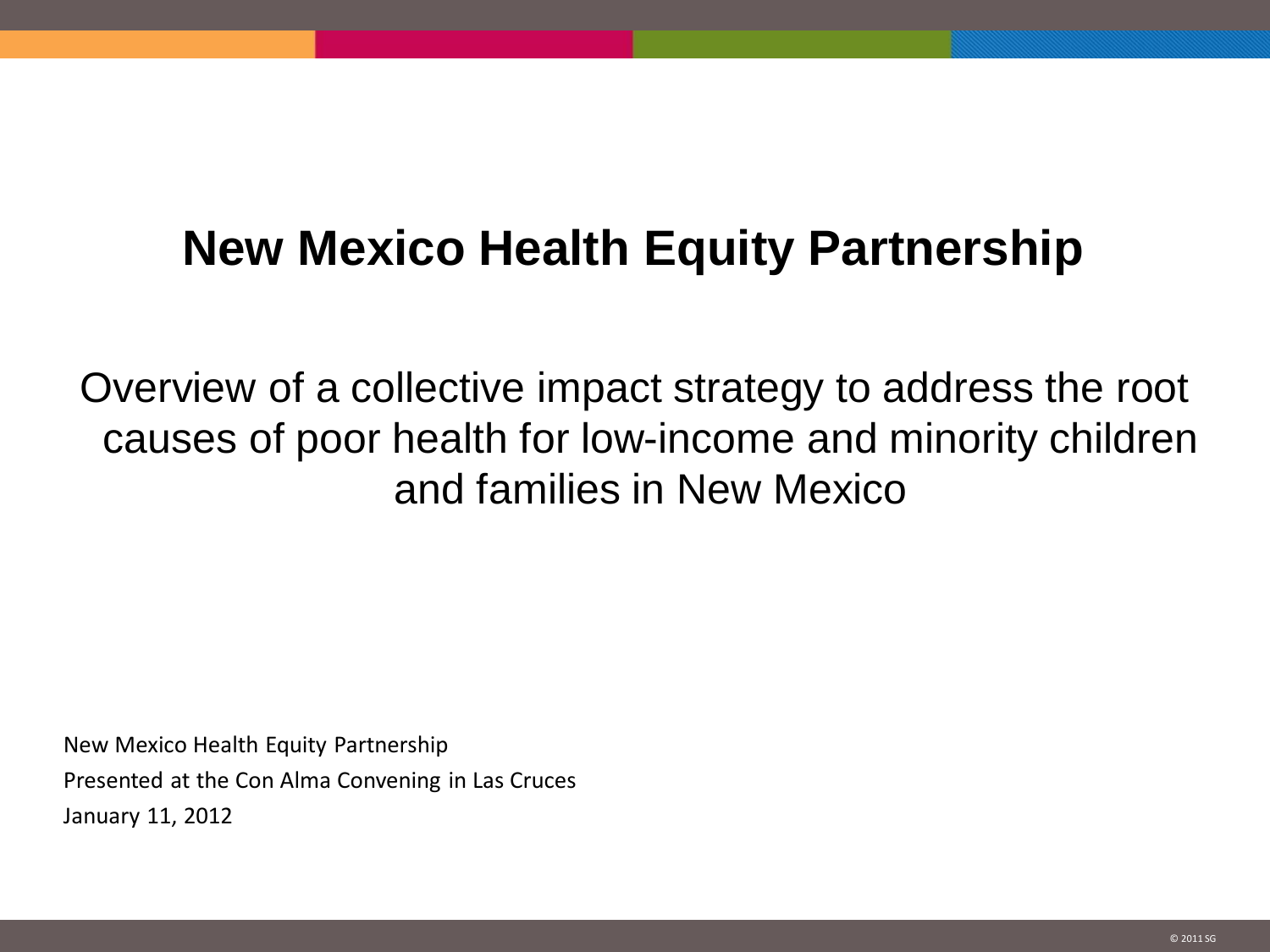# New Mexico Health Equity Partnership

Overview of a collective impact strategy to address the root causes of poor health for low-income and minority children and families in New Mexico

New Mexico Health Equity Partnership

Presented at the Con Alma Convening in Las Cruces

January 11, 2012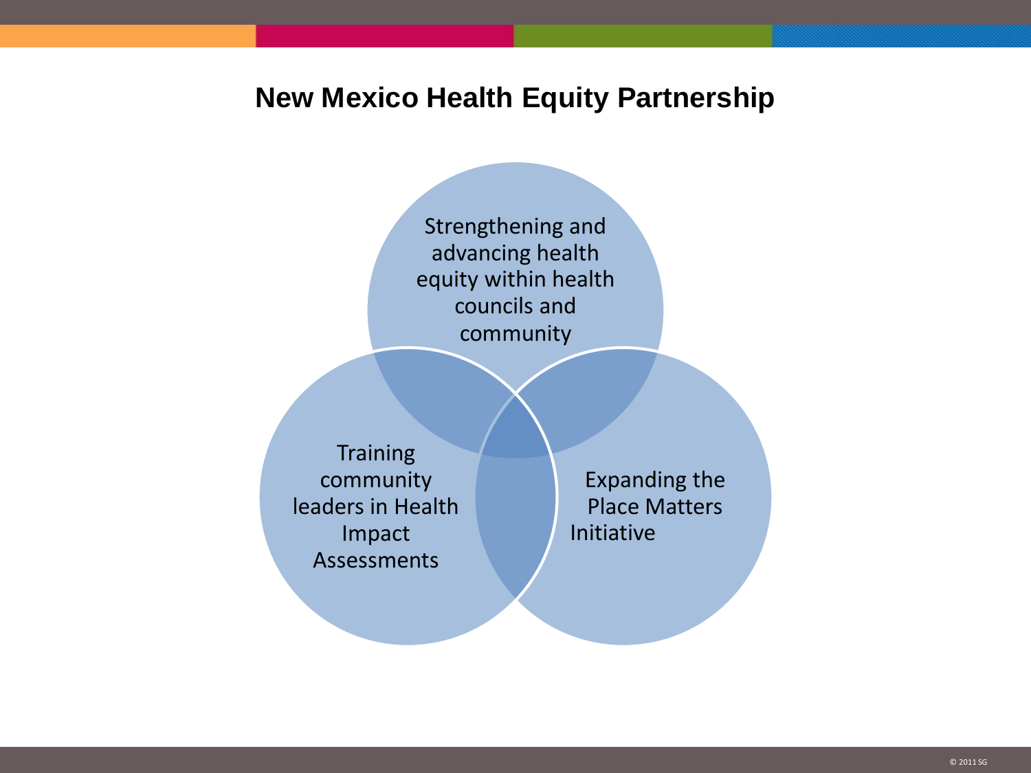# New Mexico Health Equity Partnership

- Strengthening and advancing health equity within health councils and community
- Training community leaders in Health Impact Assessments
- Expanding the Place Matters Initiative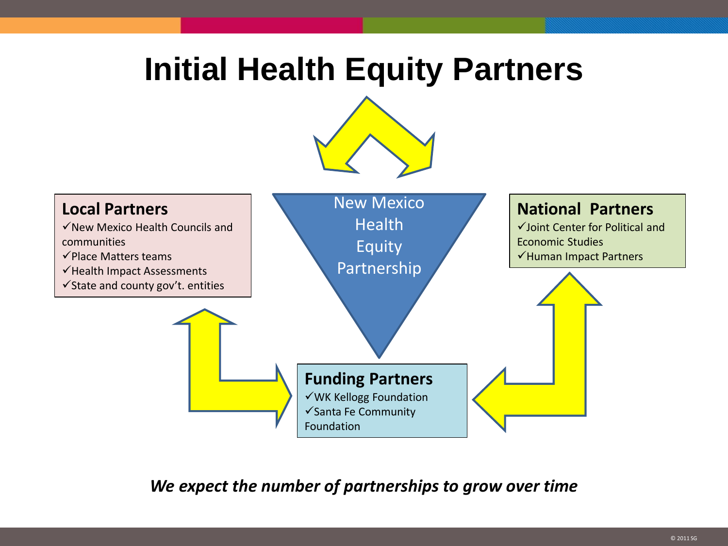# Initial Health Equity Partners

New Mexico Health Equity Partnership

**Local Partners**

- ✓New Mexico Health Councils and communities
- ✓Place Matters teams
- ✓Health Impact Assessments
- ✓State and county gov't. entities

**National Partners**

- ✓Joint Center for Political and Economic Studies
- ✓Human Impact Partners

**Funding Partners**

- ✓WK Kellogg Foundation
- ✓Santa Fe Community Foundation

***We expect the number of partnerships to grow over time***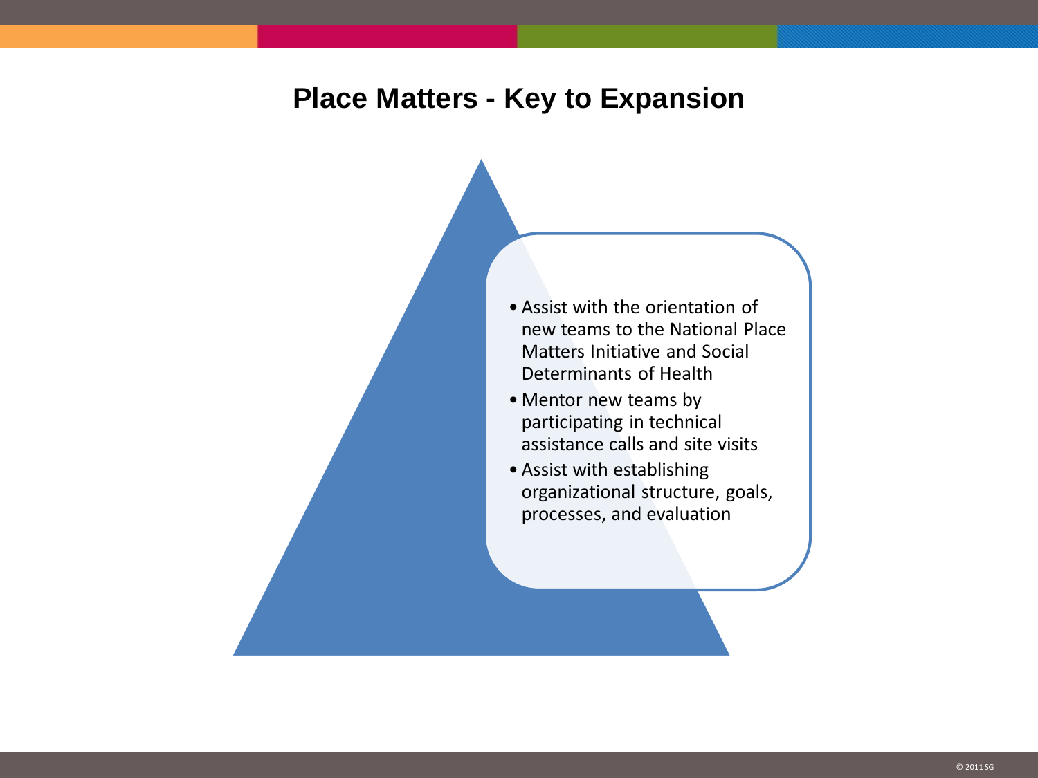# Place Matters - Key to Expansion

- Assist with the orientation of new teams to the National Place Matters Initiative and Social Determinants of Health
- Mentor new teams by participating in technical assistance calls and site visits
- Assist with establishing organizational structure, goals, processes, and evaluation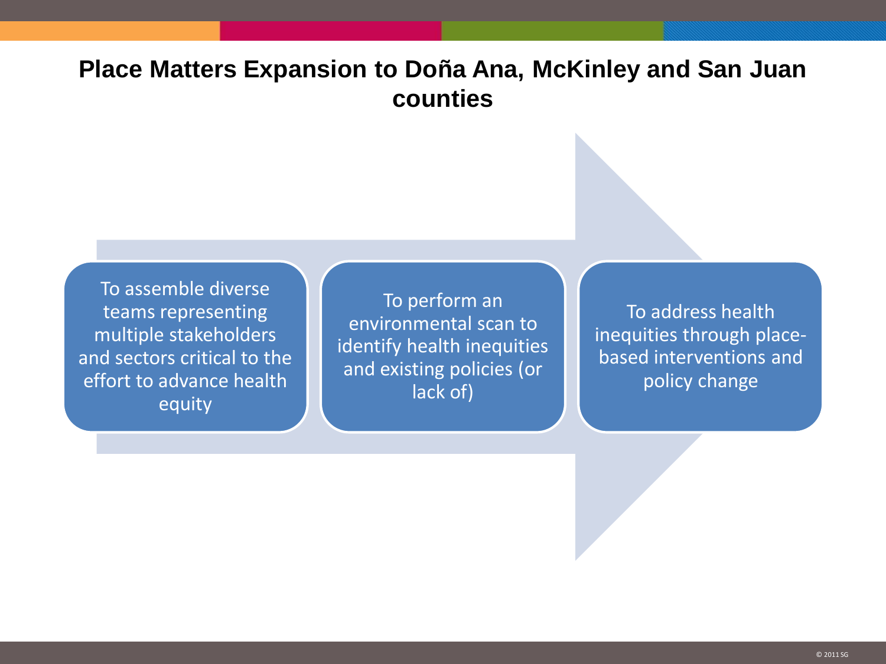# Place Matters Expansion to Doña Ana, McKinley and San Juan counties

- To assemble diverse teams representing multiple stakeholders and sectors critical to the effort to advance health equity
- To perform an environmental scan to identify health inequities and existing policies (or lack of)
- To address health inequities through place-based interventions and policy change

© 2011 SG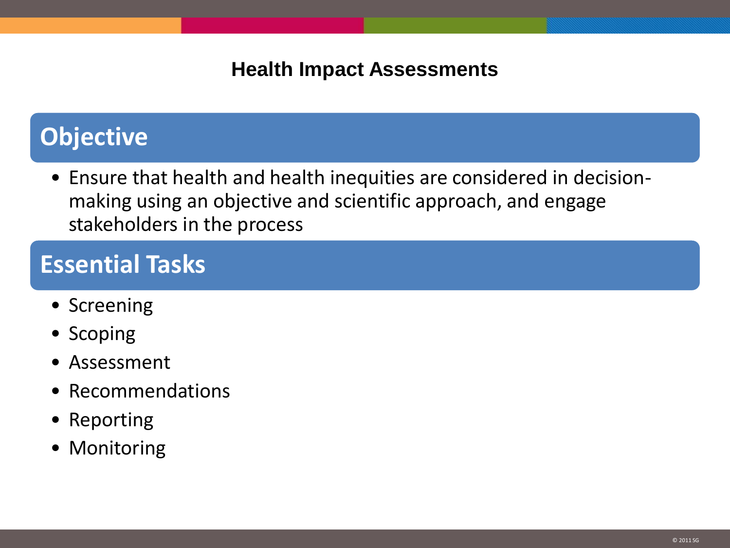# Health Impact Assessments

## Objective

- Ensure that health and health inequities are considered in decision-making using an objective and scientific approach, and engage stakeholders in the process

## Essential Tasks

- Screening
- Scoping
- Assessment
- Recommendations
- Reporting
- Monitoring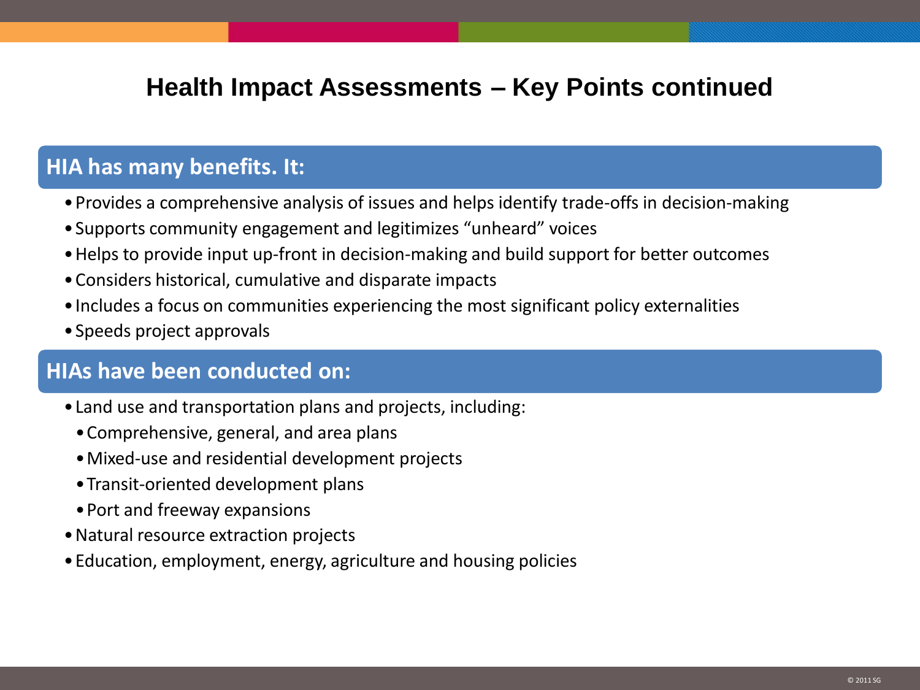# Health Impact Assessments – Key Points continued

## HIA has many benefits. It:

- Provides a comprehensive analysis of issues and helps identify trade-offs in decision-making
- Supports community engagement and legitimizes “unheard” voices
- Helps to provide input up-front in decision-making and build support for better outcomes
- Considers historical, cumulative and disparate impacts
- Includes a focus on communities experiencing the most significant policy externalities
- Speeds project approvals

## HIAs have been conducted on:

- Land use and transportation plans and projects, including:
  - Comprehensive, general, and area plans
  - Mixed-use and residential development projects
  - Transit-oriented development plans
  - Port and freeway expansions
- Natural resource extraction projects
- Education, employment, energy, agriculture and housing policies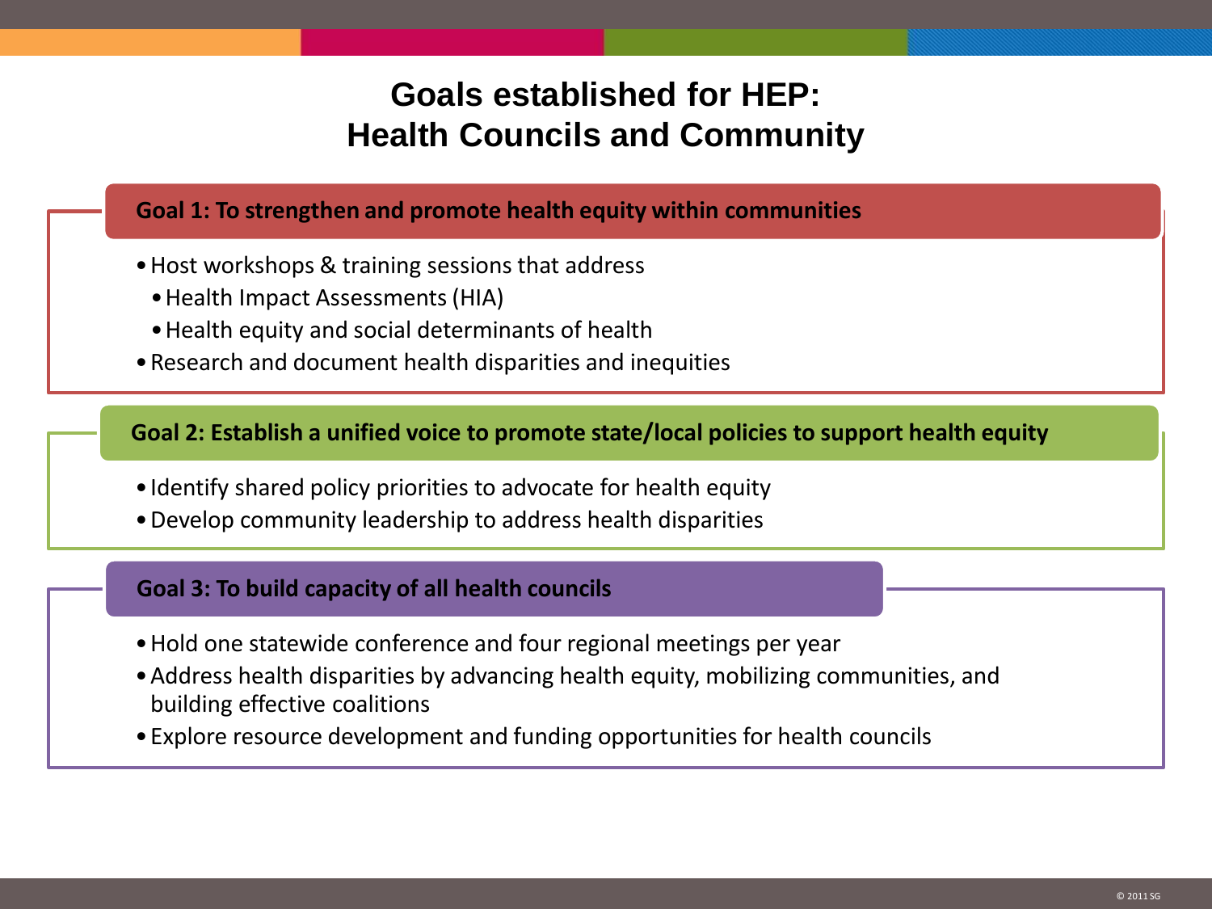# Goals established for HEP: Health Councils and Community

## Goal 1: To strengthen and promote health equity within communities

- Host workshops & training sessions that address
  - Health Impact Assessments (HIA)
  - Health equity and social determinants of health
- Research and document health disparities and inequities

## Goal 2: Establish a unified voice to promote state/local policies to support health equity

- Identify shared policy priorities to advocate for health equity
- Develop community leadership to address health disparities

## Goal 3: To build capacity of all health councils

- Hold one statewide conference and four regional meetings per year
- Address health disparities by advancing health equity, mobilizing communities, and building effective coalitions
- Explore resource development and funding opportunities for health councils